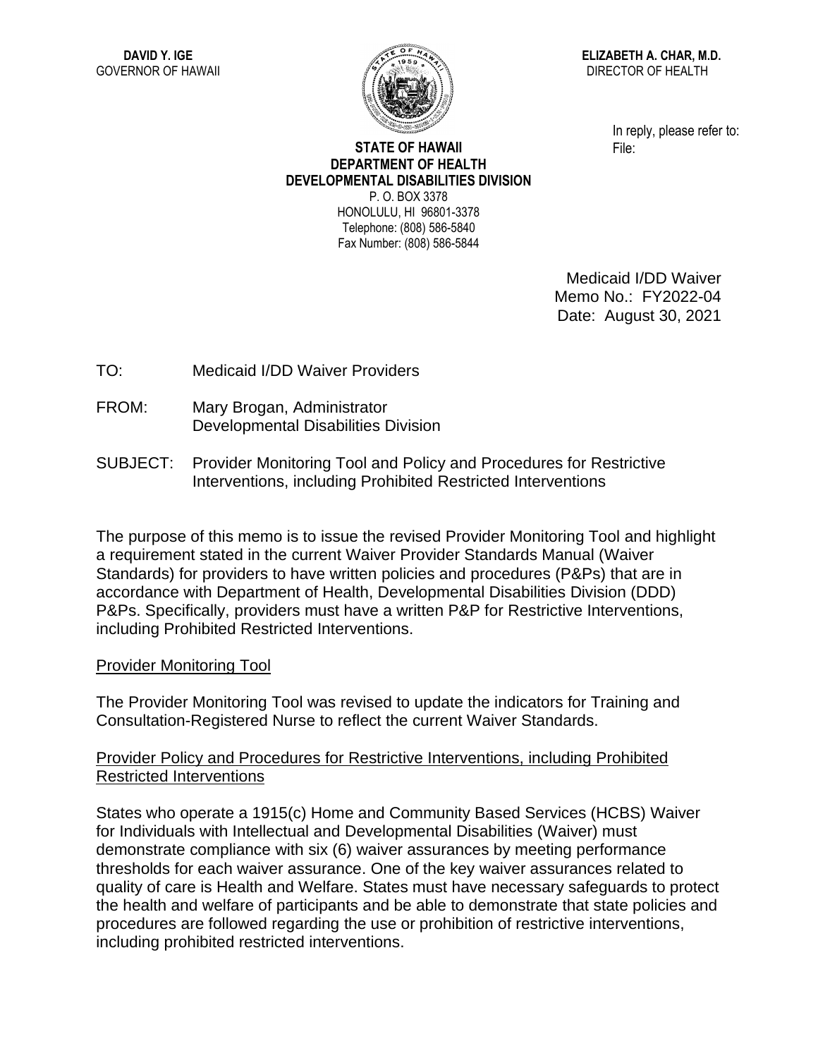**DAVID Y. IGE**
GOVERNOR OF HAWAII

**ELIZABETH A. CHAR, M.D.**
DIRECTOR OF HEALTH

In reply, please refer to:
File:

**STATE OF HAWAII**
**DEPARTMENT OF HEALTH**
**DEVELOPMENTAL DISABILITIES DIVISION**
P. O. BOX 3378
HONOLULU, HI 96801-3378
Telephone: (808) 586-5840
Fax Number: (808) 586-5844

Medicaid I/DD Waiver
Memo No.: FY2022-04
Date: August 30, 2021

TO: Medicaid I/DD Waiver Providers

FROM: Mary Brogan, Administrator
Developmental Disabilities Division

SUBJECT: Provider Monitoring Tool and Policy and Procedures for Restrictive Interventions, including Prohibited Restricted Interventions

The purpose of this memo is to issue the revised Provider Monitoring Tool and highlight a requirement stated in the current Waiver Provider Standards Manual (Waiver Standards) for providers to have written policies and procedures (P&Ps) that are in accordance with Department of Health, Developmental Disabilities Division (DDD) P&Ps. Specifically, providers must have a written P&P for Restrictive Interventions, including Prohibited Restricted Interventions.

<u>Provider Monitoring Tool</u>

The Provider Monitoring Tool was revised to update the indicators for Training and Consultation-Registered Nurse to reflect the current Waiver Standards.

<u>Provider Policy and Procedures for Restrictive Interventions, including Prohibited Restricted Interventions</u>

States who operate a 1915(c) Home and Community Based Services (HCBS) Waiver for Individuals with Intellectual and Developmental Disabilities (Waiver) must demonstrate compliance with six (6) waiver assurances by meeting performance thresholds for each waiver assurance. One of the key waiver assurances related to quality of care is Health and Welfare. States must have necessary safeguards to protect the health and welfare of participants and be able to demonstrate that state policies and procedures are followed regarding the use or prohibition of restrictive interventions, including prohibited restricted interventions.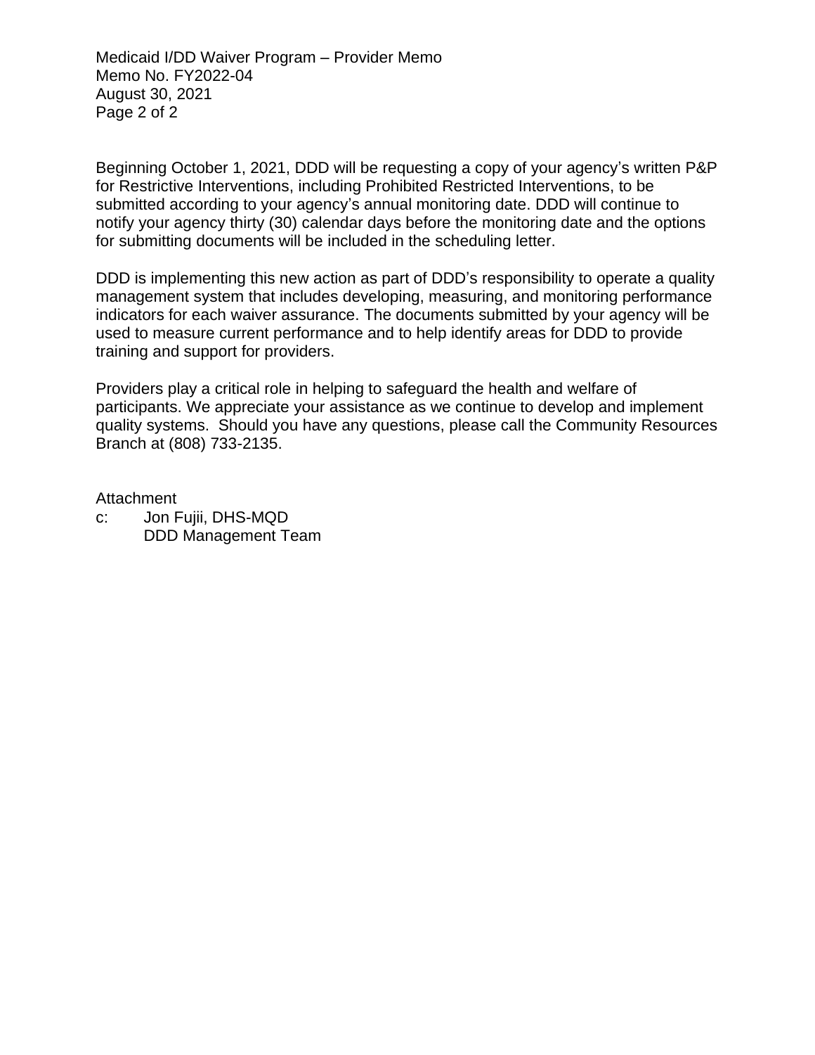Beginning October 1, 2021, DDD will be requesting a copy of your agency's written P&P for Restrictive Interventions, including Prohibited Restricted Interventions, to be submitted according to your agency's annual monitoring date. DDD will continue to notify your agency thirty (30) calendar days before the monitoring date and the options for submitting documents will be included in the scheduling letter.

DDD is implementing this new action as part of DDD's responsibility to operate a quality management system that includes developing, measuring, and monitoring performance indicators for each waiver assurance. The documents submitted by your agency will be used to measure current performance and to help identify areas for DDD to provide training and support for providers.

Providers play a critical role in helping to safeguard the health and welfare of participants. We appreciate your assistance as we continue to develop and implement quality systems. Should you have any questions, please call the Community Resources Branch at (808) 733-2135.

Attachment

c: Jon Fujii, DHS-MQD
DDD Management Team